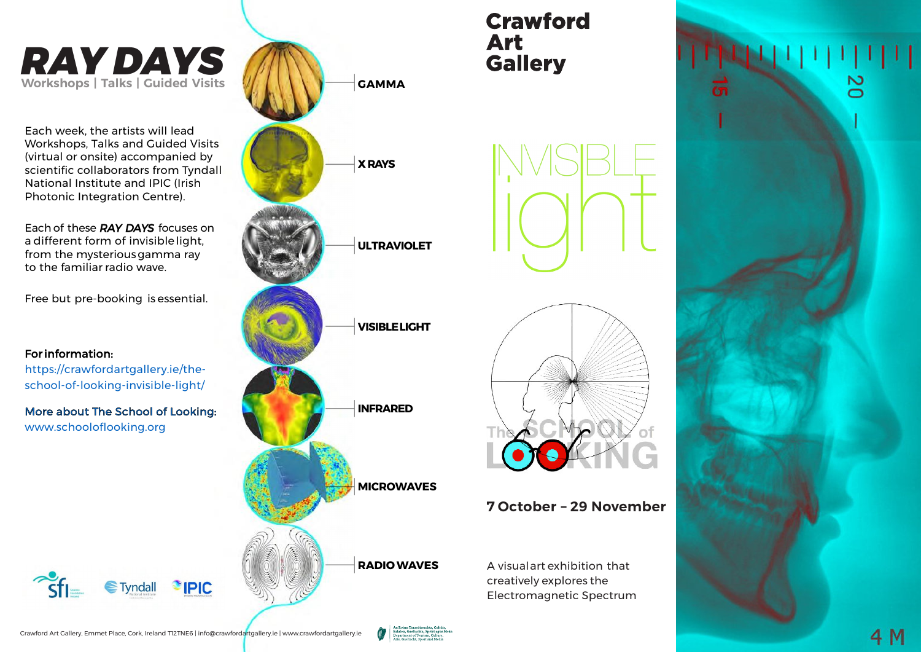# RAY DAYS

Workshops | Talks | Guided Visits

Each week, the artists will lead Workshops, Talks and Guided Visits (virtual or onsite) accompanied by scientific collaborators from Tyndall National Institute and IPIC (Irish Photonic Integration Centre).

Each of these ***RAY DAYS*** focuses on a different form of invisible light, from the mysterious gamma ray to the familiar radio wave.

Free but pre-booking is essential.

**For information:**
https://crawfordartgallery.ie/the-school-of-looking-invisible-light/

**More about The School of Looking:**
www.schooloflooking.org

- **GAMMA**
- **X RAYS**
- **ULTRAVIOLET**
- **VISIBLE LIGHT**
- **INFRARED**
- **MICROWAVES**
- **RADIO WAVES**

# Crawford Art Gallery

# INVISIBLE light

The SCHOOL of LOOKING

**7 October – 29 November**

A visual art exhibition that creatively explores the Electromagnetic Spectrum

Crawford Art Gallery, Emmet Place, Cork, Ireland T12TNE6 | info@crawfordartgallery.ie | www.crawfordartgallery.ie

An Roinn Turasóireachta, Cultúir, Ealaíon, Gaeltachta, Spóirt agus Meán
Department of Tourism, Culture, Arts, Gaeltacht, Sport and Media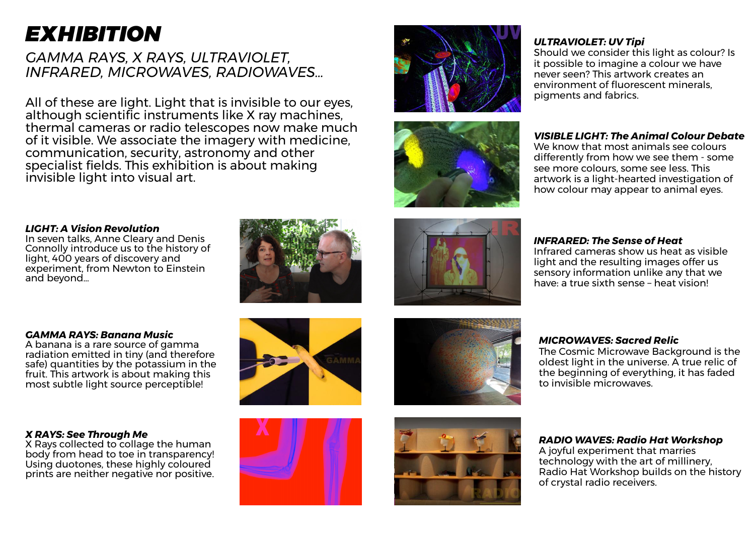# *EXHIBITION*

*GAMMA RAYS, X RAYS, ULTRAVIOLET, INFRARED, MICROWAVES, RADIOWAVES...*

All of these are light. Light that is invisible to our eyes, although scientific instruments like X ray machines, thermal cameras or radio telescopes now make much of it visible. We associate the imagery with medicine, communication, security, astronomy and other specialist fields. This exhibition is about making invisible light into visual art.

***LIGHT: A Vision Revolution***
In seven talks, Anne Cleary and Denis Connolly introduce us to the history of light, 400 years of discovery and experiment, from Newton to Einstein and beyond...

***GAMMA RAYS: Banana Music***
A banana is a rare source of gamma radiation emitted in tiny (and therefore safe) quantities by the potassium in the fruit. This artwork is about making this most subtle light source perceptible!

***X RAYS: See Through Me***
X Rays collected to collage the human body from head to toe in transparency! Using duotones, these highly coloured prints are neither negative nor positive.

***ULTRAVIOLET: UV Tipi***
Should we consider this light as colour? Is it possible to imagine a colour we have never seen? This artwork creates an environment of fluorescent minerals, pigments and fabrics.

***VISIBLE LIGHT: The Animal Colour Debate***
We know that most animals see colours differently from how we see them - some see more colours, some see less. This artwork is a light-hearted investigation of how colour may appear to animal eyes.

***INFRARED: The Sense of Heat***
Infrared cameras show us heat as visible light and the resulting images offer us sensory information unlike any that we have: a true sixth sense – heat vision!

***MICROWAVES: Sacred Relic***
The Cosmic Microwave Background is the oldest light in the universe. A true relic of the beginning of everything, it has faded to invisible microwaves.

***RADIO WAVES: Radio Hat Workshop***
A joyful experiment that marries technology with the art of millinery, Radio Hat Workshop builds on the history of crystal radio receivers.